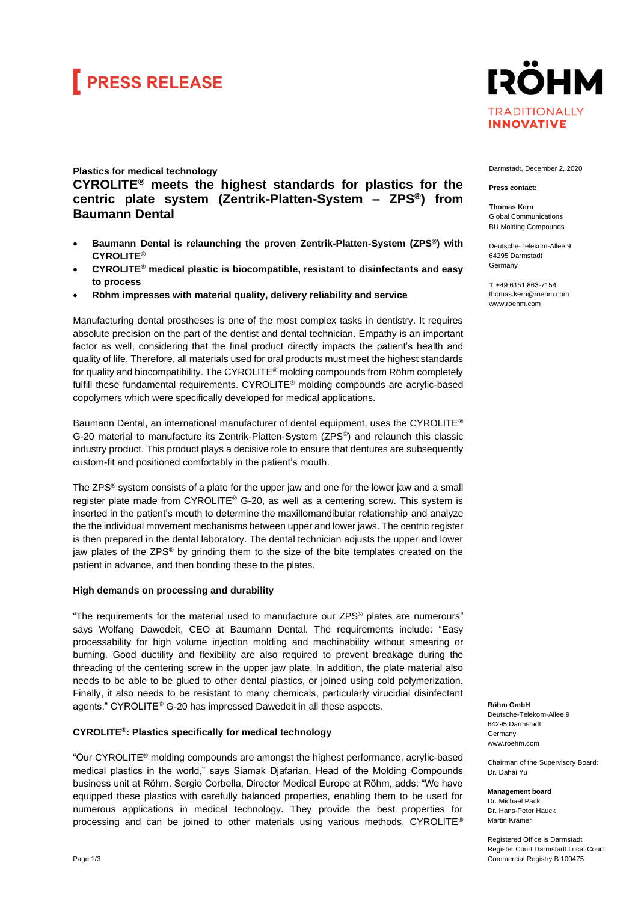# PRESS RELEASE

RÖHM
TRADITIONALLY
**INNOVATIVE**

Darmstadt, December 2, 2020

**Press contact:**

**Thomas Kern**
Global Communications
BU Molding Compounds

Deutsche-Telekom-Allee 9
64295 Darmstadt
Germany

**T** +49 6151 863-7154
thomas.kern@roehm.com
www.roehm.com

**Plastics for medical technology**

## CYROLITE® meets the highest standards for plastics for the centric plate system (Zentrik-Platten-System – ZPS®) from Baumann Dental

- **Baumann Dental is relaunching the proven Zentrik-Platten-System (ZPS®) with CYROLITE®**
- **CYROLITE® medical plastic is biocompatible, resistant to disinfectants and easy to process**
- **Röhm impresses with material quality, delivery reliability and service**

Manufacturing dental prostheses is one of the most complex tasks in dentistry. It requires absolute precision on the part of the dentist and dental technician. Empathy is an important factor as well, considering that the final product directly impacts the patient's health and quality of life. Therefore, all materials used for oral products must meet the highest standards for quality and biocompatibility. The CYROLITE® molding compounds from Röhm completely fulfill these fundamental requirements. CYROLITE® molding compounds are acrylic-based copolymers which were specifically developed for medical applications.

Baumann Dental, an international manufacturer of dental equipment, uses the CYROLITE® G-20 material to manufacture its Zentrik-Platten-System (ZPS®) and relaunch this classic industry product. This product plays a decisive role to ensure that dentures are subsequently custom-fit and positioned comfortably in the patient's mouth.

The ZPS® system consists of a plate for the upper jaw and one for the lower jaw and a small register plate made from CYROLITE® G-20, as well as a centering screw. This system is inserted in the patient's mouth to determine the maxillomandibular relationship and analyze the the individual movement mechanisms between upper and lower jaws. The centric register is then prepared in the dental laboratory. The dental technician adjusts the upper and lower jaw plates of the ZPS® by grinding them to the size of the bite templates created on the patient in advance, and then bonding these to the plates.

**High demands on processing and durability**

"The requirements for the material used to manufacture our ZPS® plates are numerours" says Wolfgang Dawedeit, CEO at Baumann Dental. The requirements include: "Easy processability for high volume injection molding and machinability without smearing or burning. Good ductility and flexibility are also required to prevent breakage during the threading of the centering screw in the upper jaw plate. In addition, the plate material also needs to be able to be glued to other dental plastics, or joined using cold polymerization. Finally, it also needs to be resistant to many chemicals, particularly virucidial disinfectant agents." CYROLITE® G-20 has impressed Dawedeit in all these aspects.

**CYROLITE®: Plastics specifically for medical technology**

"Our CYROLITE® molding compounds are amongst the highest performance, acrylic-based medical plastics in the world," says Siamak Djafarian, Head of the Molding Compounds business unit at Röhm. Sergio Corbella, Director Medical Europe at Röhm, adds: "We have equipped these plastics with carefully balanced properties, enabling them to be used for numerous applications in medical technology. They provide the best properties for processing and can be joined to other materials using various methods. CYROLITE®

**Röhm GmbH**
Deutsche-Telekom-Allee 9
64295 Darmstadt
Germany
www.roehm.com

Chairman of the Supervisory Board:
Dr. Dahai Yu

**Management board**
Dr. Michael Pack
Dr. Hans-Peter Hauck
Martin Krämer

Registered Office is Darmstadt
Register Court Darmstadt Local Court
Commercial Registry B 100475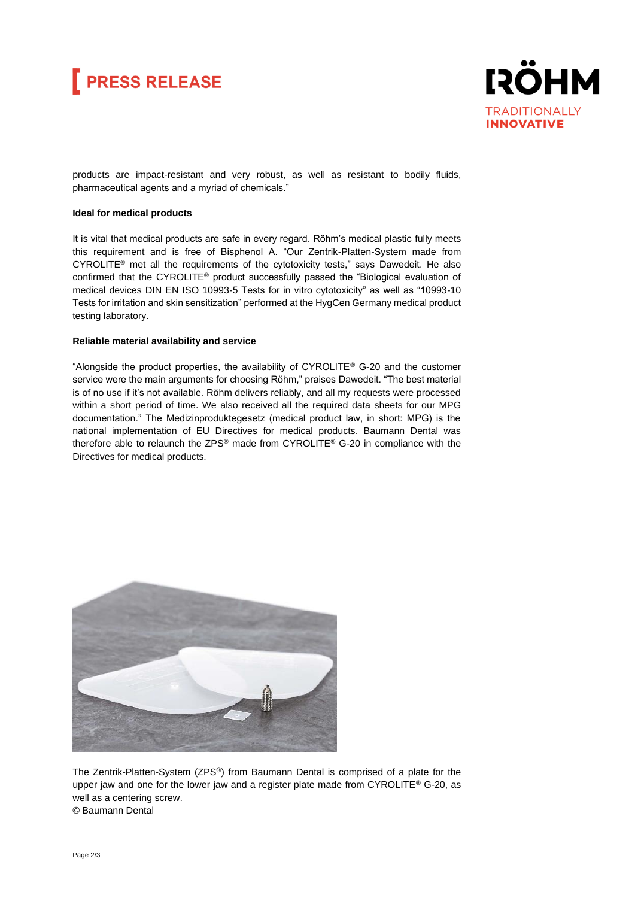products are impact-resistant and very robust, as well as resistant to bodily fluids, pharmaceutical agents and a myriad of chemicals."

**Ideal for medical products**

It is vital that medical products are safe in every regard. Röhm's medical plastic fully meets this requirement and is free of Bisphenol A. "Our Zentrik-Platten-System made from CYROLITE® met all the requirements of the cytotoxicity tests," says Dawedeit. He also confirmed that the CYROLITE® product successfully passed the "Biological evaluation of medical devices DIN EN ISO 10993-5 Tests for in vitro cytotoxicity" as well as "10993-10 Tests for irritation and skin sensitization" performed at the HygCen Germany medical product testing laboratory.

**Reliable material availability and service**

"Alongside the product properties, the availability of CYROLITE® G-20 and the customer service were the main arguments for choosing Röhm," praises Dawedeit. "The best material is of no use if it's not available. Röhm delivers reliably, and all my requests were processed within a short period of time. We also received all the required data sheets for our MPG documentation." The Medizinproduktegesetz (medical product law, in short: MPG) is the national implementation of EU Directives for medical products. Baumann Dental was therefore able to relaunch the ZPS® made from CYROLITE® G-20 in compliance with the Directives for medical products.

The Zentrik-Platten-System (ZPS®) from Baumann Dental is comprised of a plate for the upper jaw and one for the lower jaw and a register plate made from CYROLITE® G-20, as well as a centering screw.
© Baumann Dental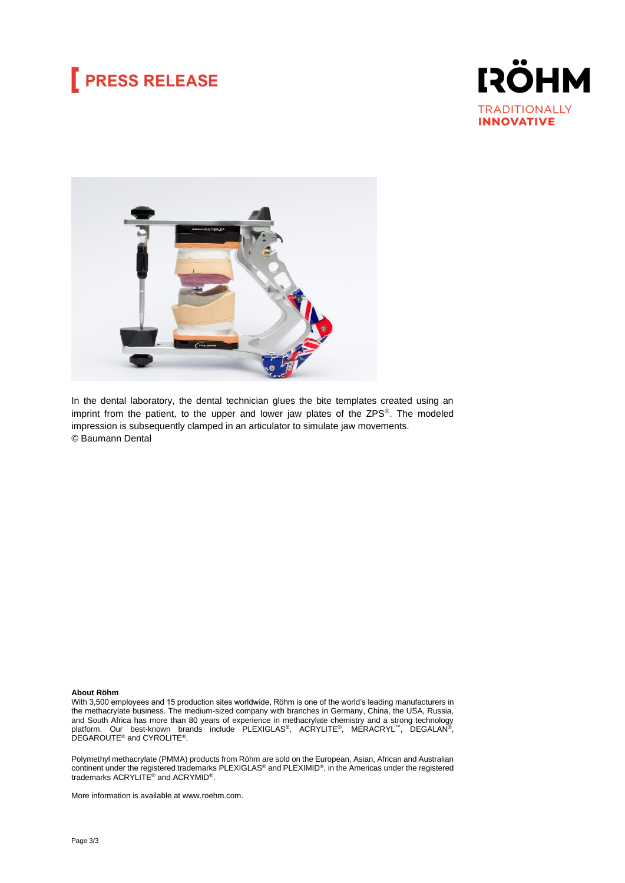In the dental laboratory, the dental technician glues the bite templates created using an imprint from the patient, to the upper and lower jaw plates of the ZPS®. The modeled impression is subsequently clamped in an articulator to simulate jaw movements.
© Baumann Dental

**About Röhm**
With 3,500 employees and 15 production sites worldwide, Röhm is one of the world's leading manufacturers in the methacrylate business. The medium-sized company with branches in Germany, China, the USA, Russia, and South Africa has more than 80 years of experience in methacrylate chemistry and a strong technology platform. Our best-known brands include PLEXIGLAS®, ACRYLITE®, MERACRYL™, DEGALAN®, DEGAROUTE® and CYROLITE®.

Polymethyl methacrylate (PMMA) products from Röhm are sold on the European, Asian, African and Australian continent under the registered trademarks PLEXIGLAS® and PLEXIMID®, in the Americas under the registered trademarks ACRYLITE® and ACRYMID®.

More information is available at www.roehm.com.